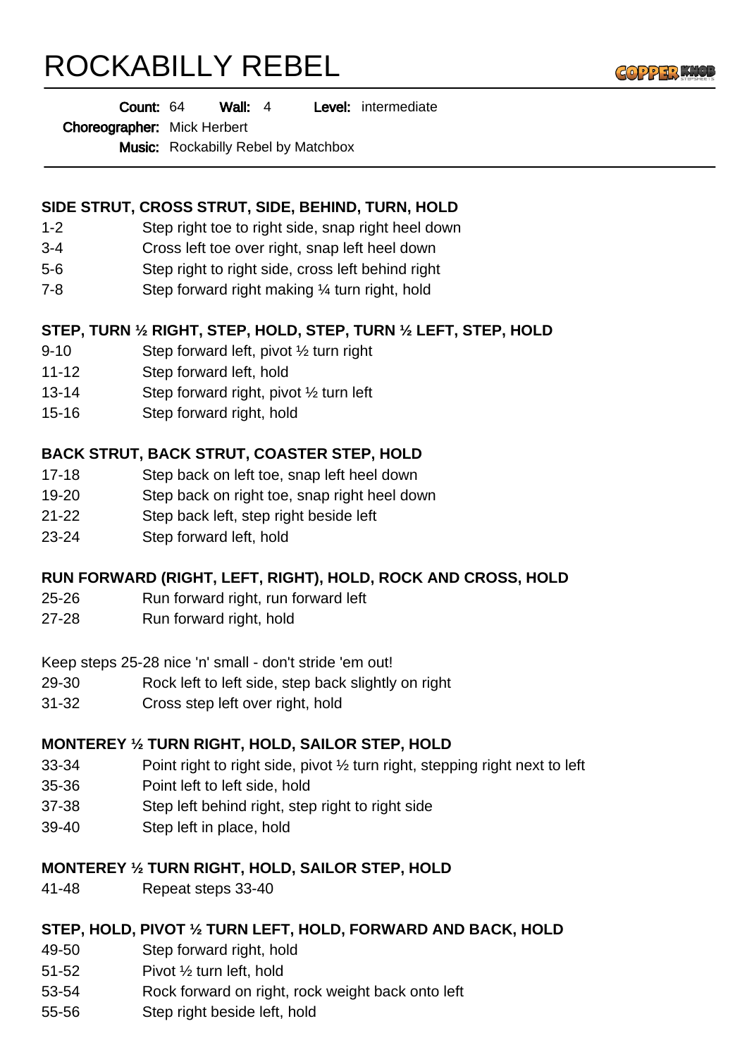# ROCKABILLY REBEL

**Count:** 64 **Wall:** 4 **Level:** intermediate
**Choreographer:** Mick Herbert
**Music:** Rockabilly Rebel by Matchbox

---

### SIDE STRUT, CROSS STRUT, SIDE, BEHIND, TURN, HOLD

| | |
|---|---|
| 1-2 | Step right toe to right side, snap right heel down |
| 3-4 | Cross left toe over right, snap left heel down |
| 5-6 | Step right to right side, cross left behind right |
| 7-8 | Step forward right making ¼ turn right, hold |

### STEP, TURN ½ RIGHT, STEP, HOLD, STEP, TURN ½ LEFT, STEP, HOLD

| | |
|---|---|
| 9-10 | Step forward left, pivot ½ turn right |
| 11-12 | Step forward left, hold |
| 13-14 | Step forward right, pivot ½ turn left |
| 15-16 | Step forward right, hold |

### BACK STRUT, BACK STRUT, COASTER STEP, HOLD

| | |
|---|---|
| 17-18 | Step back on left toe, snap left heel down |
| 19-20 | Step back on right toe, snap right heel down |
| 21-22 | Step back left, step right beside left |
| 23-24 | Step forward left, hold |

### RUN FORWARD (RIGHT, LEFT, RIGHT), HOLD, ROCK AND CROSS, HOLD

| | |
|---|---|
| 25-26 | Run forward right, run forward left |
| 27-28 | Run forward right, hold |

Keep steps 25-28 nice 'n' small - don't stride 'em out!

| | |
|---|---|
| 29-30 | Rock left to left side, step back slightly on right |
| 31-32 | Cross step left over right, hold |

### MONTEREY ½ TURN RIGHT, HOLD, SAILOR STEP, HOLD

| | |
|---|---|
| 33-34 | Point right to right side, pivot ½ turn right, stepping right next to left |
| 35-36 | Point left to left side, hold |
| 37-38 | Step left behind right, step right to right side |
| 39-40 | Step left in place, hold |

### MONTEREY ½ TURN RIGHT, HOLD, SAILOR STEP, HOLD

| | |
|---|---|
| 41-48 | Repeat steps 33-40 |

### STEP, HOLD, PIVOT ½ TURN LEFT, HOLD, FORWARD AND BACK, HOLD

| | |
|---|---|
| 49-50 | Step forward right, hold |
| 51-52 | Pivot ½ turn left, hold |
| 53-54 | Rock forward on right, rock weight back onto left |
| 55-56 | Step right beside left, hold |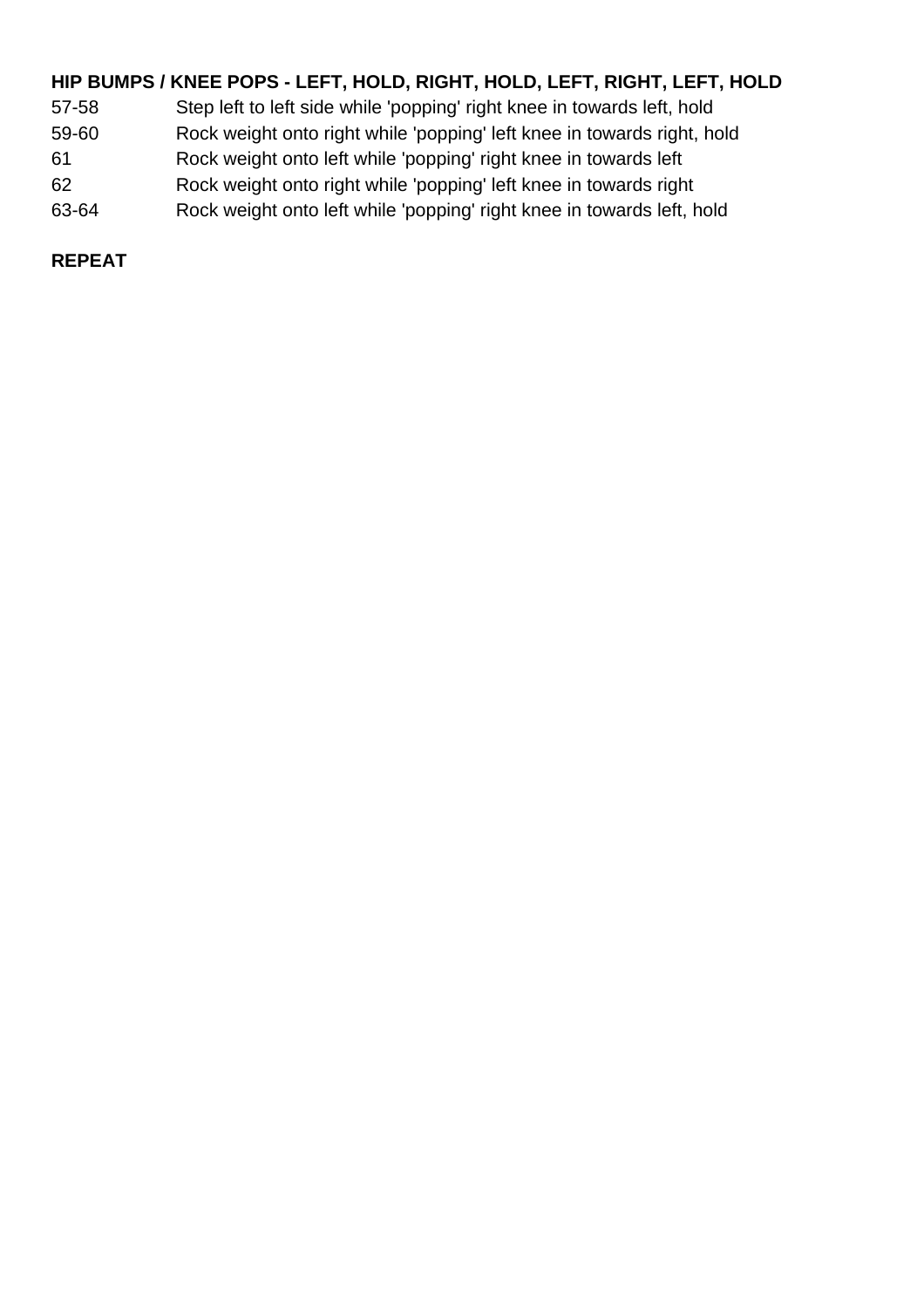**HIP BUMPS / KNEE POPS - LEFT, HOLD, RIGHT, HOLD, LEFT, RIGHT, LEFT, HOLD**

| | |
|---|---|
| 57-58 | Step left to left side while 'popping' right knee in towards left, hold |
| 59-60 | Rock weight onto right while 'popping' left knee in towards right, hold |
| 61 | Rock weight onto left while 'popping' right knee in towards left |
| 62 | Rock weight onto right while 'popping' left knee in towards right |
| 63-64 | Rock weight onto left while 'popping' right knee in towards left, hold |

**REPEAT**